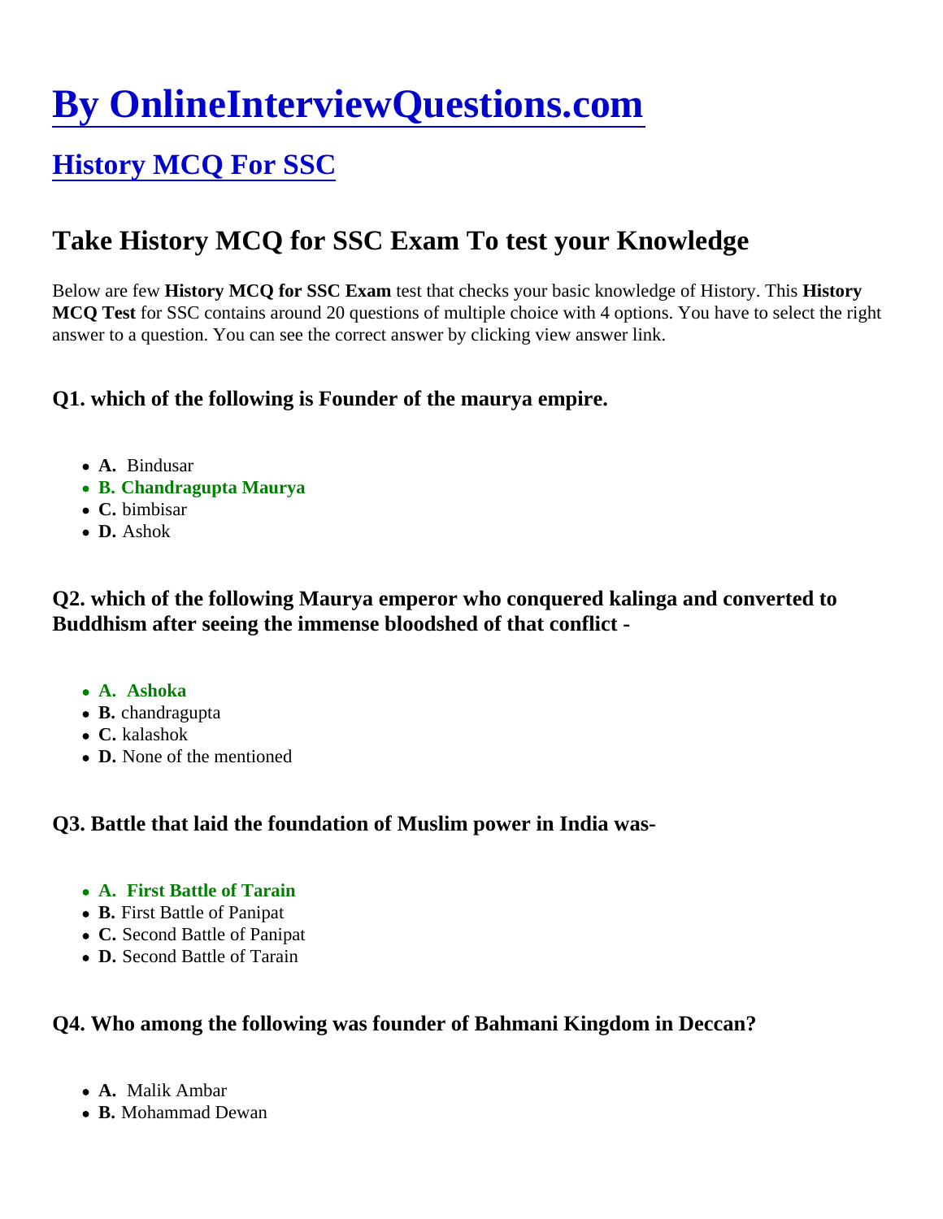# [By OnlineInterviewQuestions.com]

## [History MCQ For SSC]

## Take History MCQ for SSC Exam To test your Knowledge

Below are few **History MCQ for SSC Exam** test that checks your basic knowledge of History. This **History MCQ Test** for SSC contains around 20 questions of multiple choice with 4 options. You have to select the right answer to a question. You can see the correct answer by clicking view answer link.

### Q1. which of the following is Founder of the maurya empire.

- **A.** Bindusar
- **B. Chandragupta Maurya**
- **C.** bimbisar
- **D.** Ashok

### Q2. which of the following Maurya emperor who conquered kalinga and converted to Buddhism after seeing the immense bloodshed of that conflict -

- **A. Ashoka**
- **B.** chandragupta
- **C.** kalashok
- **D.** None of the mentioned

### Q3. Battle that laid the foundation of Muslim power in India was-

- **A. First Battle of Tarain**
- **B.** First Battle of Panipat
- **C.** Second Battle of Panipat
- **D.** Second Battle of Tarain

### Q4. Who among the following was founder of Bahmani Kingdom in Deccan?

- **A.** Malik Ambar
- **B.** Mohammad Dewan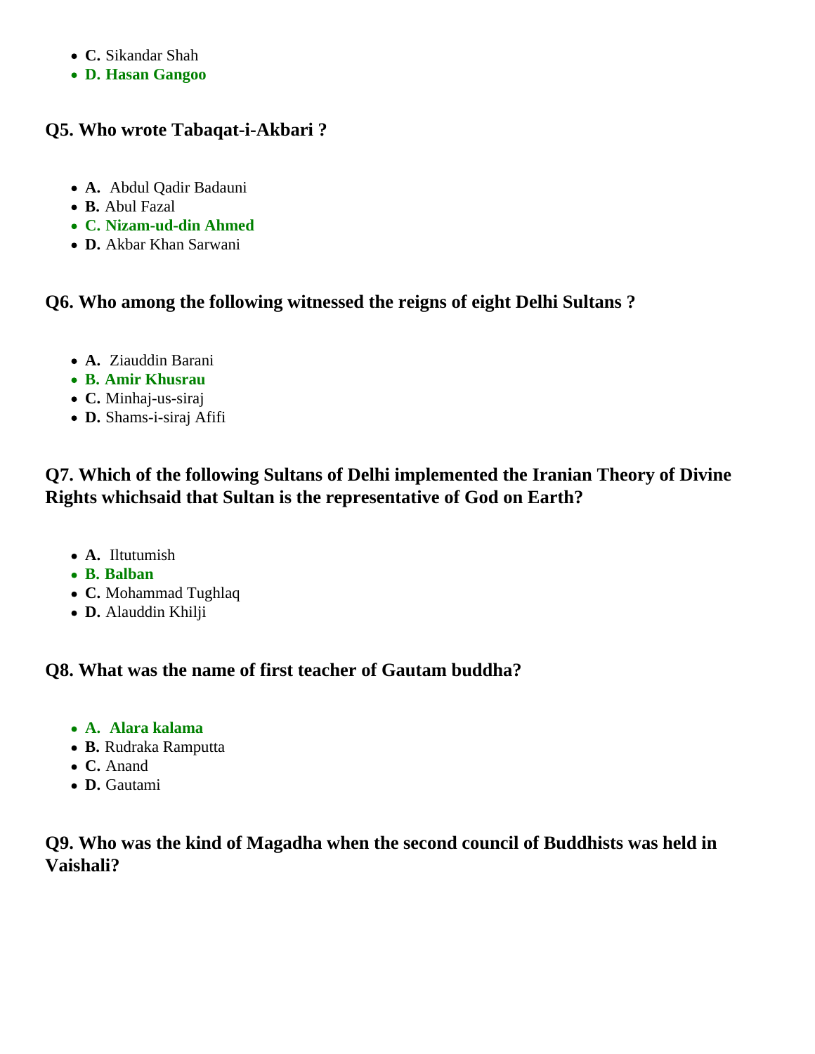- **C.** Sikandar Shah
- **D. Hasan Gangoo**

### Q5. Who wrote Tabaqat-i-Akbari ?

- **A.** Abdul Qadir Badauni
- **B.** Abul Fazal
- **C. Nizam-ud-din Ahmed**
- **D.** Akbar Khan Sarwani

### Q6. Who among the following witnessed the reigns of eight Delhi Sultans ?

- **A.** Ziauddin Barani
- **B. Amir Khusrau**
- **C.** Minhaj-us-siraj
- **D.** Shams-i-siraj Afifi

### Q7. Which of the following Sultans of Delhi implemented the Iranian Theory of Divine Rights whichsaid that Sultan is the representative of God on Earth?

- **A.** Iltutumish
- **B. Balban**
- **C.** Mohammad Tughlaq
- **D.** Alauddin Khilji

### Q8. What was the name of first teacher of Gautam buddha?

- **A. Alara kalama**
- **B.** Rudraka Ramputta
- **C.** Anand
- **D.** Gautami

### Q9. Who was the kind of Magadha when the second council of Buddhists was held in Vaishali?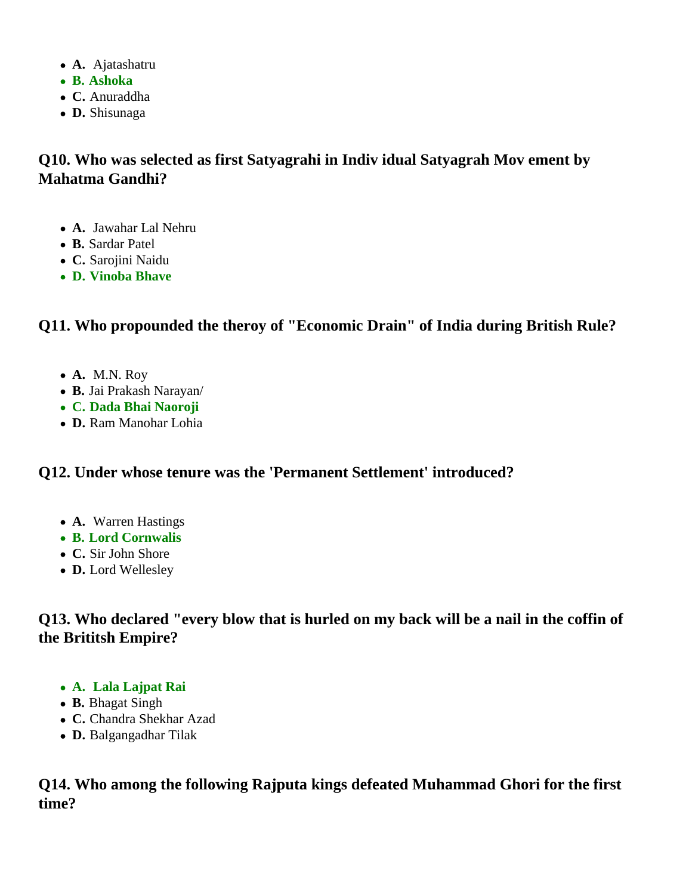- **A.** Ajatashatru
- **B. Ashoka**
- **C.** Anuraddha
- **D.** Shisunaga

### Q10. Who was selected as first Satyagrahi in Indiv idual Satyagrah Mov ement by Mahatma Gandhi?

- **A.** Jawahar Lal Nehru
- **B.** Sardar Patel
- **C.** Sarojini Naidu
- **D. Vinoba Bhave**

### Q11. Who propounded the theroy of "Economic Drain" of India during British Rule?

- **A.** M.N. Roy
- **B.** Jai Prakash Narayan/
- **C. Dada Bhai Naoroji**
- **D.** Ram Manohar Lohia

### Q12. Under whose tenure was the 'Permanent Settlement' introduced?

- **A.** Warren Hastings
- **B. Lord Cornwalis**
- **C.** Sir John Shore
- **D.** Lord Wellesley

### Q13. Who declared "every blow that is hurled on my back will be a nail in the coffin of the Brititsh Empire?

- **A. Lala Lajpat Rai**
- **B.** Bhagat Singh
- **C.** Chandra Shekhar Azad
- **D.** Balgangadhar Tilak

### Q14. Who among the following Rajputa kings defeated Muhammad Ghori for the first time?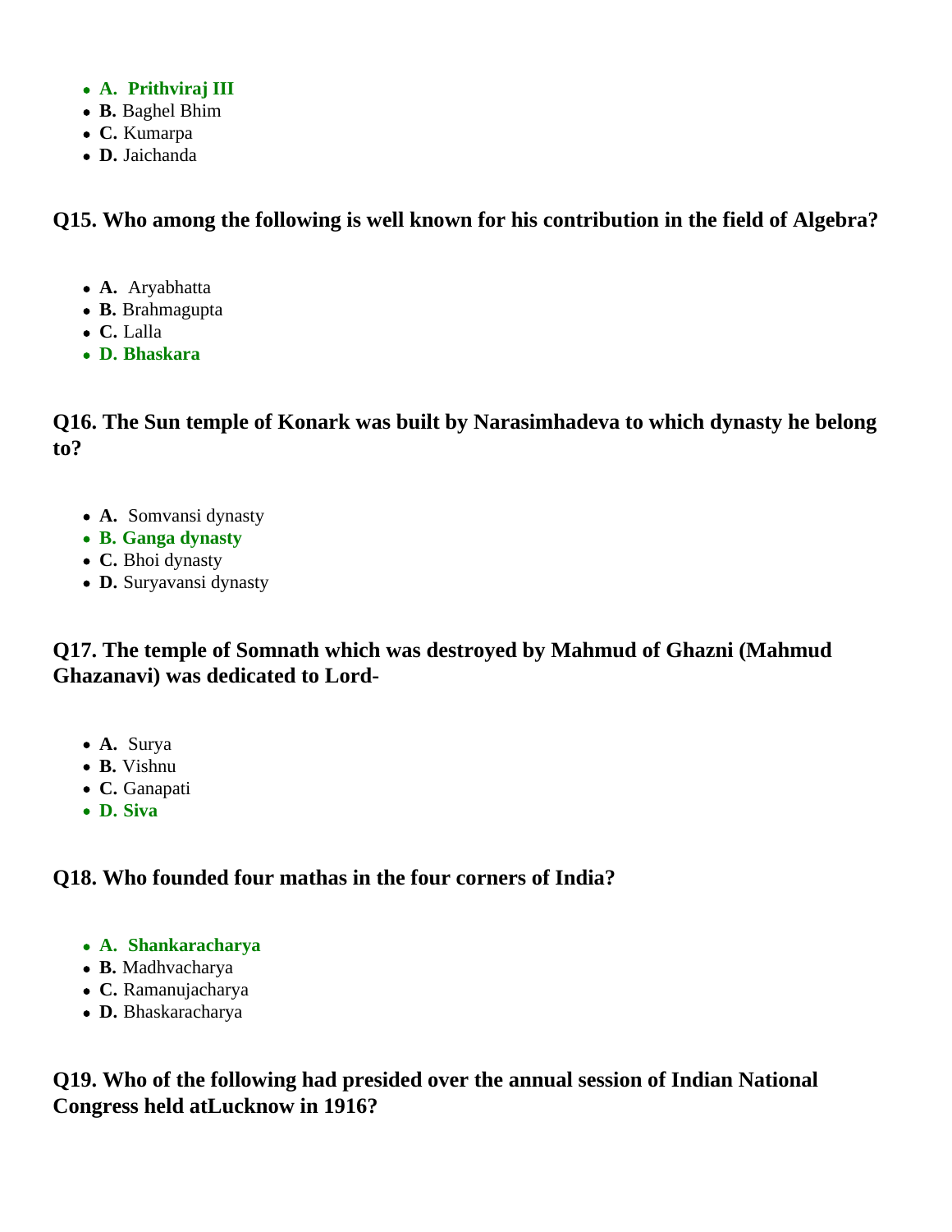- **A. Prithviraj III**
- **B.** Baghel Bhim
- **C.** Kumarpa
- **D.** Jaichanda

### Q15. Who among the following is well known for his contribution in the field of Algebra?

- **A.** Aryabhatta
- **B.** Brahmagupta
- **C.** Lalla
- **D. Bhaskara**

### Q16. The Sun temple of Konark was built by Narasimhadeva to which dynasty he belong to?

- **A.** Somvansi dynasty
- **B. Ganga dynasty**
- **C.** Bhoi dynasty
- **D.** Suryavansi dynasty

### Q17. The temple of Somnath which was destroyed by Mahmud of Ghazni (Mahmud Ghazanavi) was dedicated to Lord-

- **A.** Surya
- **B.** Vishnu
- **C.** Ganapati
- **D. Siva**

### Q18. Who founded four mathas in the four corners of India?

- **A. Shankaracharya**
- **B.** Madhvacharya
- **C.** Ramanujacharya
- **D.** Bhaskaracharya

### Q19. Who of the following had presided over the annual session of Indian National Congress held atLucknow in 1916?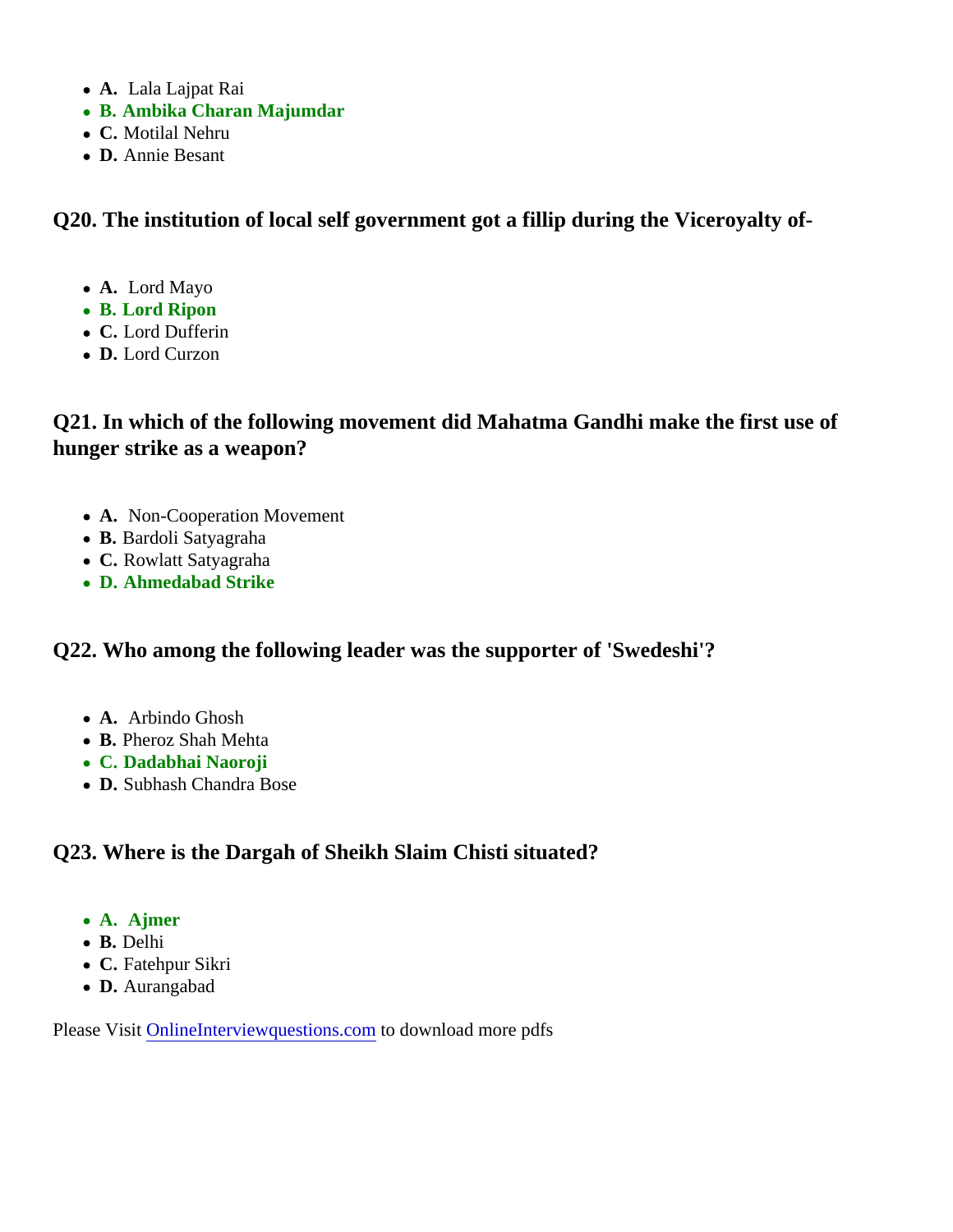- **A.** Lala Lajpat Rai
- **B. Ambika Charan Majumdar**
- **C.** Motilal Nehru
- **D.** Annie Besant

### Q20. The institution of local self government got a fillip during the Viceroyalty of-

- **A.** Lord Mayo
- **B. Lord Ripon**
- **C.** Lord Dufferin
- **D.** Lord Curzon

### Q21. In which of the following movement did Mahatma Gandhi make the first use of hunger strike as a weapon?

- **A.** Non-Cooperation Movement
- **B.** Bardoli Satyagraha
- **C.** Rowlatt Satyagraha
- **D. Ahmedabad Strike**

### Q22. Who among the following leader was the supporter of 'Swedeshi'?

- **A.** Arbindo Ghosh
- **B.** Pheroz Shah Mehta
- **C. Dadabhai Naoroji**
- **D.** Subhash Chandra Bose

### Q23. Where is the Dargah of Sheikh Slaim Chisti situated?

- **A. Ajmer**
- **B.** Delhi
- **C.** Fatehpur Sikri
- **D.** Aurangabad

Please Visit [OnlineInterviewquestions.com](OnlineInterviewquestions.com) to download more pdfs